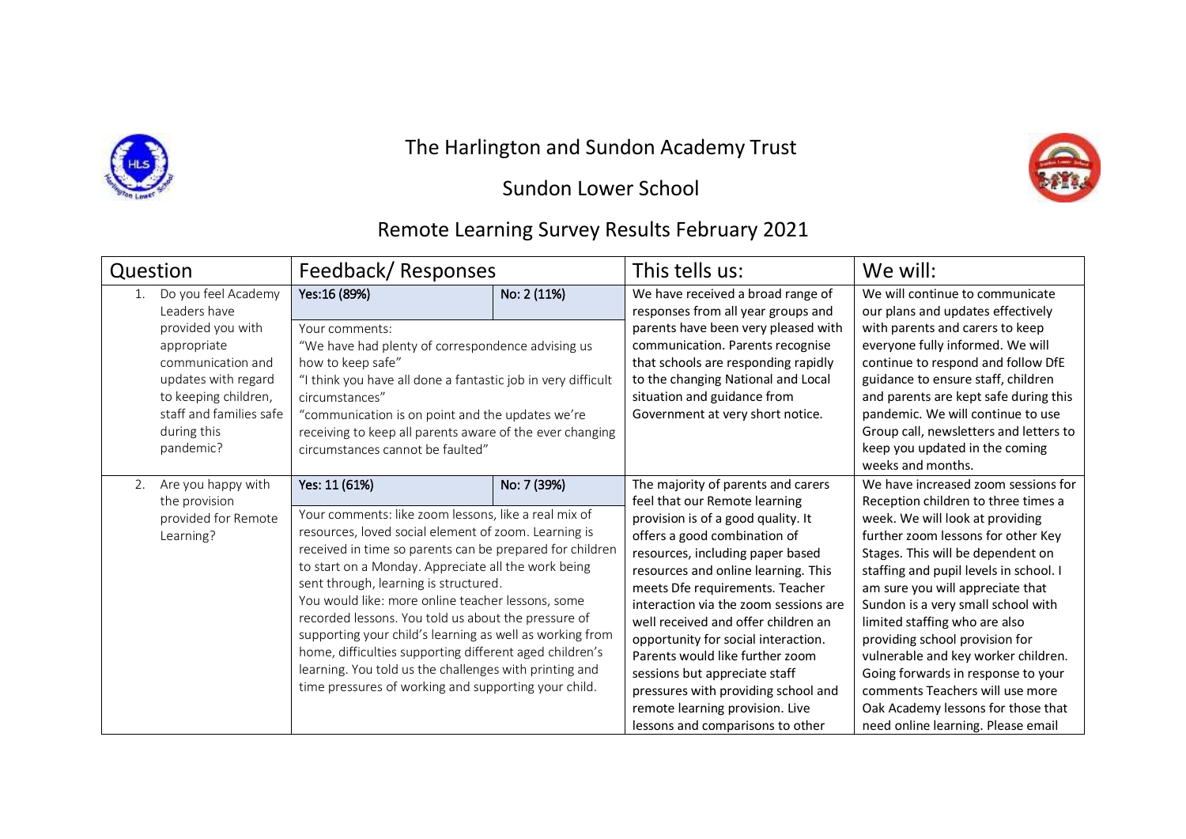# The Harlington and Sundon Academy Trust

## Sundon Lower School

## Remote Learning Survey Results February 2021

| Question | Feedback/ Responses | | This tells us: | We will: |
|---|---|---|---|---|
| 1. Do you feel Academy Leaders have provided you with appropriate communication and updates with regard to keeping children, staff and families safe during this pandemic? | Yes:16 (89%) | No: 2 (11%) | We have received a broad range of responses from all year groups and parents have been very pleased with communication. Parents recognise that schools are responding rapidly to the changing National and Local situation and guidance from Government at very short notice. | We will continue to communicate our plans and updates effectively with parents and carers to keep everyone fully informed. We will continue to respond and follow DfE guidance to ensure staff, children and parents are kept safe during this pandemic. We will continue to use Group call, newsletters and letters to keep you updated in the coming weeks and months. |
| | Your comments: "We have had plenty of correspondence advising us how to keep safe" "I think you have all done a fantastic job in very difficult circumstances" "communication is on point and the updates we're receiving to keep all parents aware of the ever changing circumstances cannot be faulted" | | | |
| 2. Are you happy with the provision provided for Remote Learning? | Yes: 11 (61%) | No: 7 (39%) | The majority of parents and carers feel that our Remote learning provision is of a good quality. It offers a good combination of resources, including paper based resources and online learning. This meets Dfe requirements. Teacher interaction via the zoom sessions are well received and offer children an opportunity for social interaction. Parents would like further zoom sessions but appreciate staff pressures with providing school and remote learning provision. Live lessons and comparisons to other | We have increased zoom sessions for Reception children to three times a week. We will look at providing further zoom lessons for other Key Stages. This will be dependent on staffing and pupil levels in school. I am sure you will appreciate that Sundon is a very small school with limited staffing who are also providing school provision for vulnerable and key worker children. Going forwards in response to your comments Teachers will use more Oak Academy lessons for those that need online learning. Please email |
| | Your comments: like zoom lessons, like a real mix of resources, loved social element of zoom. Learning is received in time so parents can be prepared for children to start on a Monday. Appreciate all the work being sent through, learning is structured. You would like: more online teacher lessons, some recorded lessons. You told us about the pressure of supporting your child's learning as well as working from home, difficulties supporting different aged children's learning. You told us the challenges with printing and time pressures of working and supporting your child. | | | |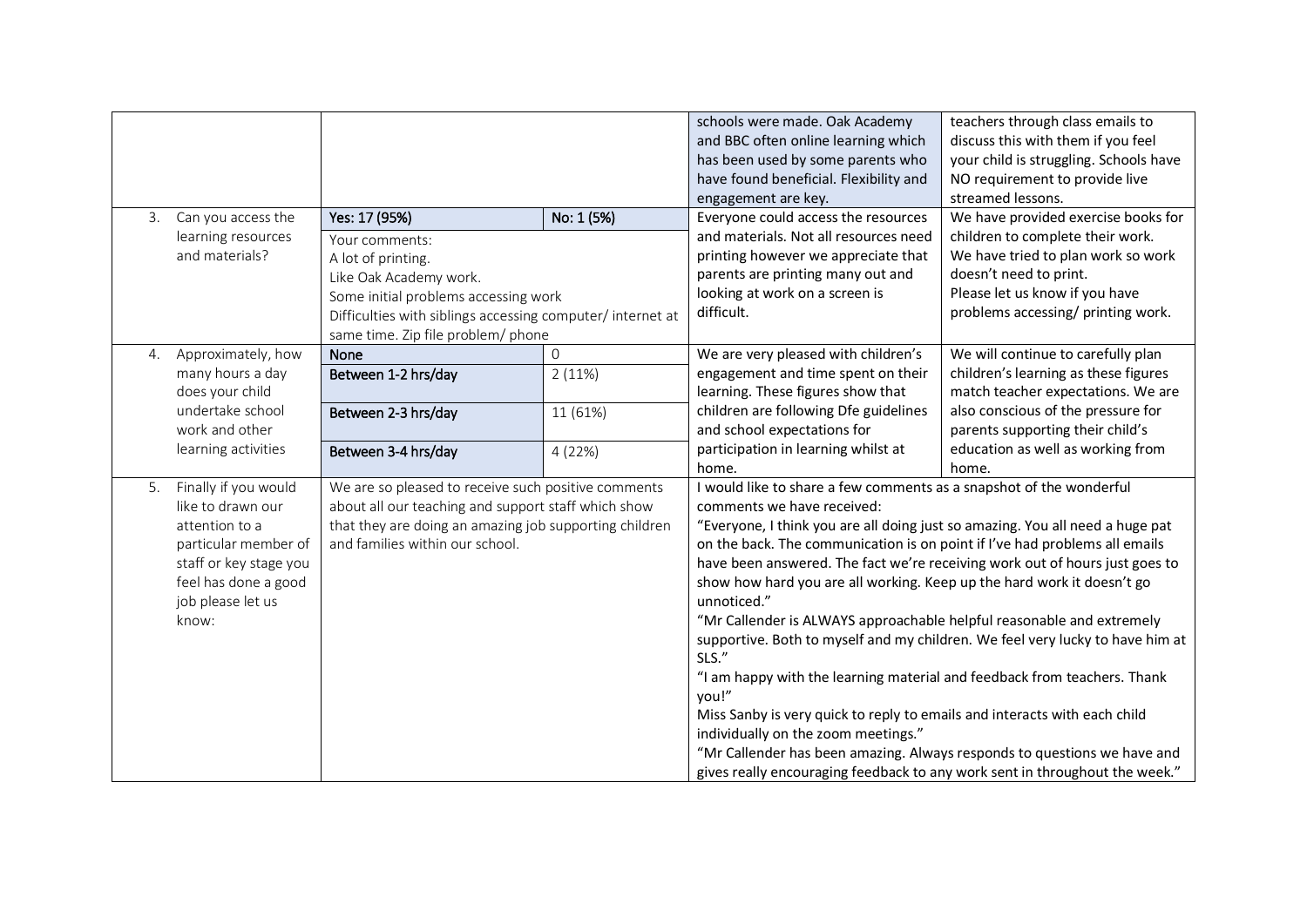|  |  |  | schools were made. Oak Academy and BBC often online learning which has been used by some parents who have found beneficial. Flexibility and engagement are key. | teachers through class emails to discuss this with them if you feel your child is struggling. Schools have NO requirement to provide live streamed lessons. |
|---|---|---|---|---|
| 3. Can you access the learning resources and materials? | Yes: 17 (95%)<br>Your comments:<br>A lot of printing.<br>Like Oak Academy work.<br>Some initial problems accessing work<br>Difficulties with siblings accessing computer/ internet at same time. Zip file problem/ phone | No: 1 (5%) | Everyone could access the resources and materials. Not all resources need printing however we appreciate that parents are printing many out and looking at work on a screen is difficult. | We have provided exercise books for children to complete their work. We have tried to plan work so work doesn't need to print. Please let us know if you have problems accessing/ printing work. |
| 4. Approximately, how many hours a day does your child undertake school work and other learning activities | None<br>Between 1-2 hrs/day<br>Between 2-3 hrs/day<br>Between 3-4 hrs/day | 0<br>2 (11%)<br>11 (61%)<br>4 (22%) | We are very pleased with children's engagement and time spent on their learning. These figures show that children are following Dfe guidelines and school expectations for participation in learning whilst at home. | We will continue to carefully plan children's learning as these figures match teacher expectations. We are also conscious of the pressure for parents supporting their child's education as well as working from home. |
| 5. Finally if you would like to drawn our attention to a particular member of staff or key stage you feel has done a good job please let us know: | We are so pleased to receive such positive comments about all our teaching and support staff which show that they are doing an amazing job supporting children and families within our school. |  | I would like to share a few comments as a snapshot of the wonderful comments we have received:<br>"Everyone, I think you are all doing just so amazing. You all need a huge pat on the back. The communication is on point if I've had problems all emails have been answered. The fact we're receiving work out of hours just goes to show how hard you are all working. Keep up the hard work it doesn't go unnoticed."<br>"Mr Callender is ALWAYS approachable helpful reasonable and extremely supportive. Both to myself and my children. We feel very lucky to have him at SLS."<br>"I am happy with the learning material and feedback from teachers. Thank you!"<br>Miss Sanby is very quick to reply to emails and interacts with each child individually on the zoom meetings."<br>"Mr Callender has been amazing. Always responds to questions we have and gives really encouraging feedback to any work sent in throughout the week." |  |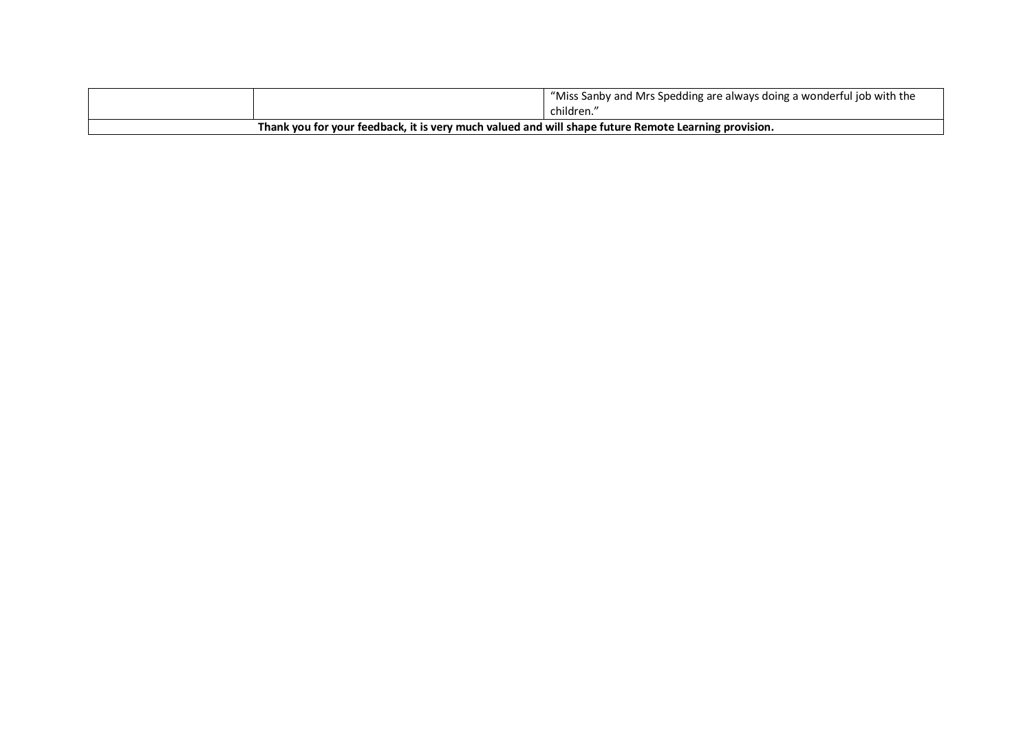| | | |
|---|---|---|
| | | "Miss Sanby and Mrs Spedding are always doing a wonderful job with the children." |
| **Thank you for your feedback, it is very much valued and will shape future Remote Learning provision.** | | |